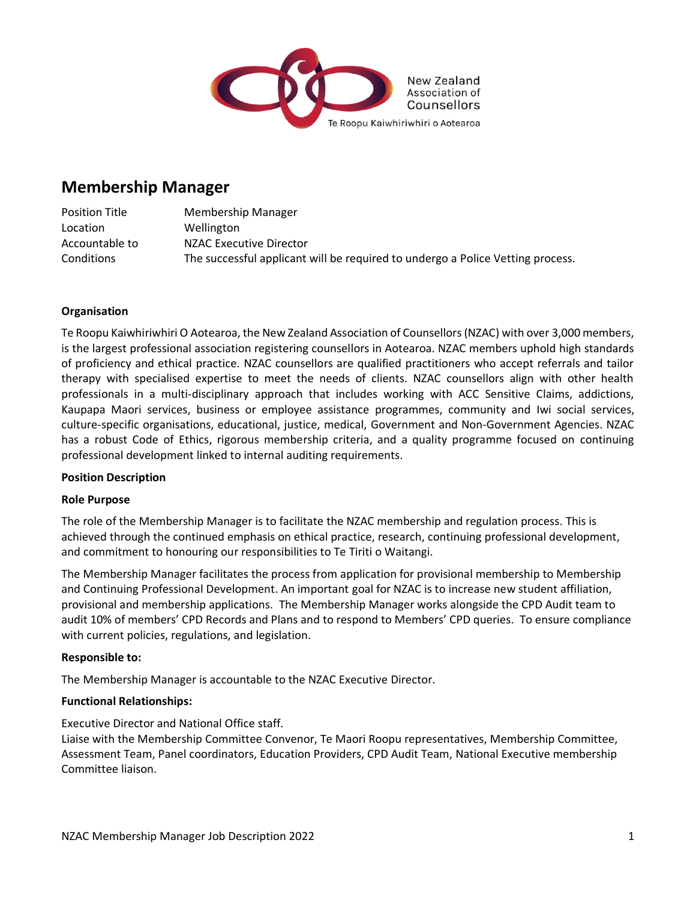New Zealand Association of Counsellors

Te Roopu Kaiwhiriwhiri o Aotearoa

# Membership Manager

| | |
|---|---|
| Position Title | Membership Manager |
| Location | Wellington |
| Accountable to | NZAC Executive Director |
| Conditions | The successful applicant will be required to undergo a Police Vetting process. |

**Organisation**

Te Roopu Kaiwhiriwhiri O Aotearoa, the New Zealand Association of Counsellors (NZAC) with over 3,000 members, is the largest professional association registering counsellors in Aotearoa. NZAC members uphold high standards of proficiency and ethical practice. NZAC counsellors are qualified practitioners who accept referrals and tailor therapy with specialised expertise to meet the needs of clients. NZAC counsellors align with other health professionals in a multi-disciplinary approach that includes working with ACC Sensitive Claims, addictions, Kaupapa Maori services, business or employee assistance programmes, community and Iwi social services, culture-specific organisations, educational, justice, medical, Government and Non-Government Agencies. NZAC has a robust Code of Ethics, rigorous membership criteria, and a quality programme focused on continuing professional development linked to internal auditing requirements.

**Position Description**

**Role Purpose**

The role of the Membership Manager is to facilitate the NZAC membership and regulation process. This is achieved through the continued emphasis on ethical practice, research, continuing professional development, and commitment to honouring our responsibilities to Te Tiriti o Waitangi.

The Membership Manager facilitates the process from application for provisional membership to Membership and Continuing Professional Development. An important goal for NZAC is to increase new student affiliation, provisional and membership applications. The Membership Manager works alongside the CPD Audit team to audit 10% of members' CPD Records and Plans and to respond to Members' CPD queries. To ensure compliance with current policies, regulations, and legislation.

**Responsible to:**

The Membership Manager is accountable to the NZAC Executive Director.

**Functional Relationships:**

Executive Director and National Office staff.
Liaise with the Membership Committee Convenor, Te Maori Roopu representatives, Membership Committee, Assessment Team, Panel coordinators, Education Providers, CPD Audit Team, National Executive membership Committee liaison.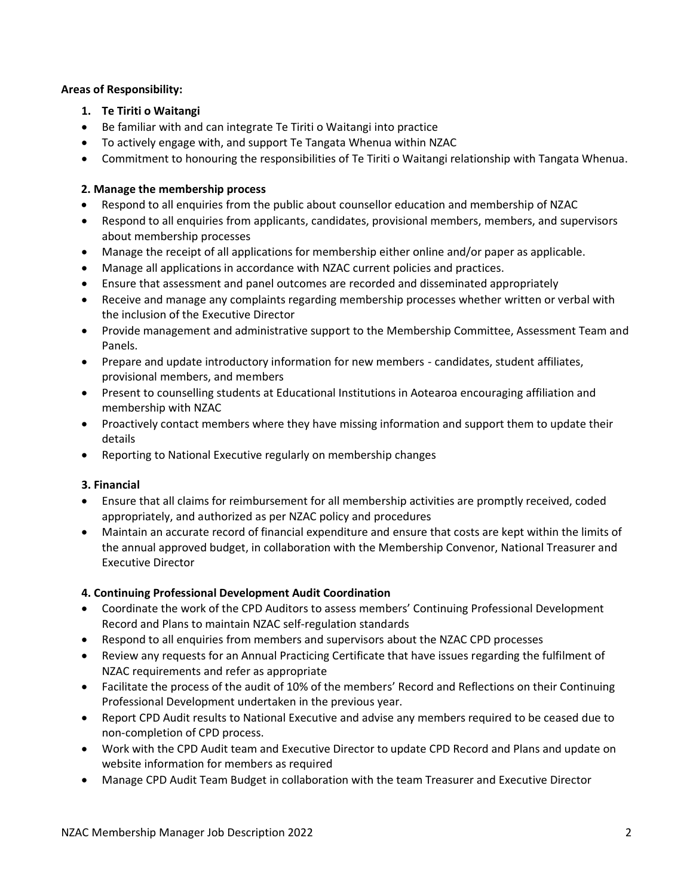**Areas of Responsibility:**

1. **Te Tiriti o Waitangi**

- Be familiar with and can integrate Te Tiriti o Waitangi into practice
- To actively engage with, and support Te Tangata Whenua within NZAC
- Commitment to honouring the responsibilities of Te Tiriti o Waitangi relationship with Tangata Whenua.

**2. Manage the membership process**

- Respond to all enquiries from the public about counsellor education and membership of NZAC
- Respond to all enquiries from applicants, candidates, provisional members, members, and supervisors about membership processes
- Manage the receipt of all applications for membership either online and/or paper as applicable.
- Manage all applications in accordance with NZAC current policies and practices.
- Ensure that assessment and panel outcomes are recorded and disseminated appropriately
- Receive and manage any complaints regarding membership processes whether written or verbal with the inclusion of the Executive Director
- Provide management and administrative support to the Membership Committee, Assessment Team and Panels.
- Prepare and update introductory information for new members - candidates, student affiliates, provisional members, and members
- Present to counselling students at Educational Institutions in Aotearoa encouraging affiliation and membership with NZAC
- Proactively contact members where they have missing information and support them to update their details
- Reporting to National Executive regularly on membership changes

**3. Financial**

- Ensure that all claims for reimbursement for all membership activities are promptly received, coded appropriately, and authorized as per NZAC policy and procedures
- Maintain an accurate record of financial expenditure and ensure that costs are kept within the limits of the annual approved budget, in collaboration with the Membership Convenor, National Treasurer and Executive Director

**4. Continuing Professional Development Audit Coordination**

- Coordinate the work of the CPD Auditors to assess members' Continuing Professional Development Record and Plans to maintain NZAC self-regulation standards
- Respond to all enquiries from members and supervisors about the NZAC CPD processes
- Review any requests for an Annual Practicing Certificate that have issues regarding the fulfilment of NZAC requirements and refer as appropriate
- Facilitate the process of the audit of 10% of the members' Record and Reflections on their Continuing Professional Development undertaken in the previous year.
- Report CPD Audit results to National Executive and advise any members required to be ceased due to non-completion of CPD process.
- Work with the CPD Audit team and Executive Director to update CPD Record and Plans and update on website information for members as required
- Manage CPD Audit Team Budget in collaboration with the team Treasurer and Executive Director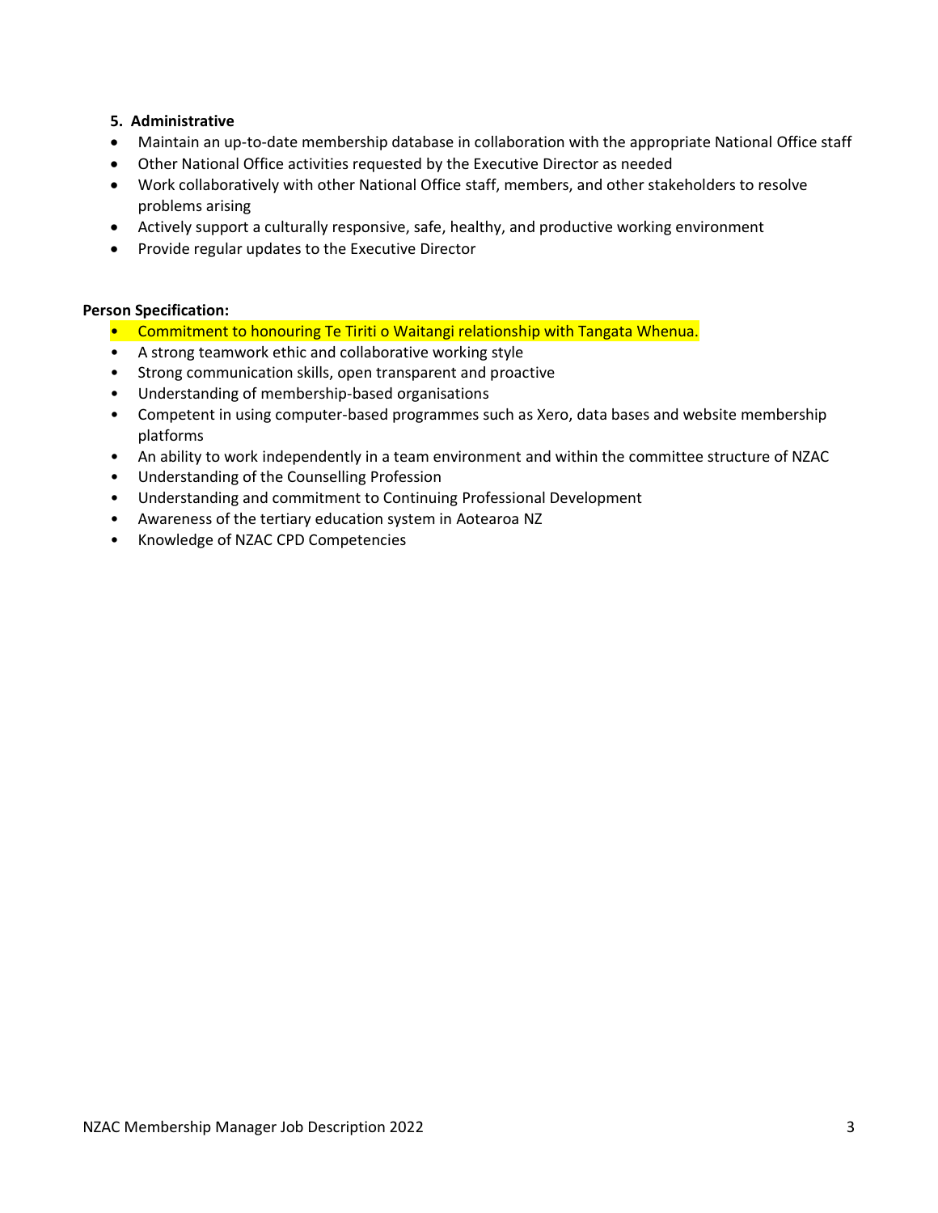**5. Administrative**

- Maintain an up-to-date membership database in collaboration with the appropriate National Office staff
- Other National Office activities requested by the Executive Director as needed
- Work collaboratively with other National Office staff, members, and other stakeholders to resolve problems arising
- Actively support a culturally responsive, safe, healthy, and productive working environment
- Provide regular updates to the Executive Director

**Person Specification:**

- Commitment to honouring Te Tiriti o Waitangi relationship with Tangata Whenua.
- A strong teamwork ethic and collaborative working style
- Strong communication skills, open transparent and proactive
- Understanding of membership-based organisations
- Competent in using computer-based programmes such as Xero, data bases and website membership platforms
- An ability to work independently in a team environment and within the committee structure of NZAC
- Understanding of the Counselling Profession
- Understanding and commitment to Continuing Professional Development
- Awareness of the tertiary education system in Aotearoa NZ
- Knowledge of NZAC CPD Competencies